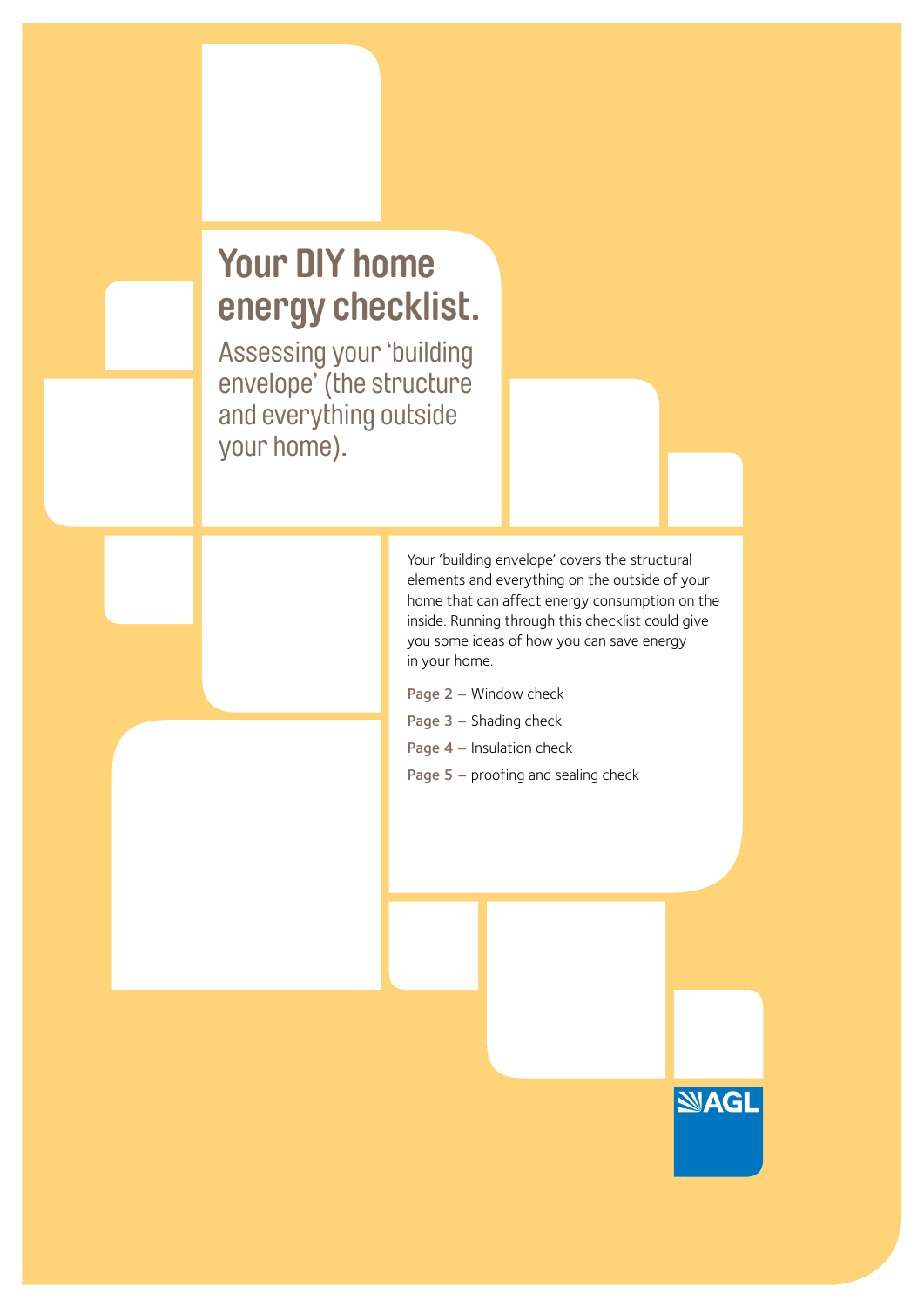# Your DIY home energy checklist.

## Assessing your 'building envelope' (the structure and everything outside your home).

Your 'building envelope' covers the structural elements and everything on the outside of your home that can affect energy consumption on the inside. Running through this checklist could give you some ideas of how you can save energy in your home.

**Page 2** – Window check

**Page 3** – Shading check

**Page 4** – Insulation check

**Page 5** – proofing and sealing check

AGL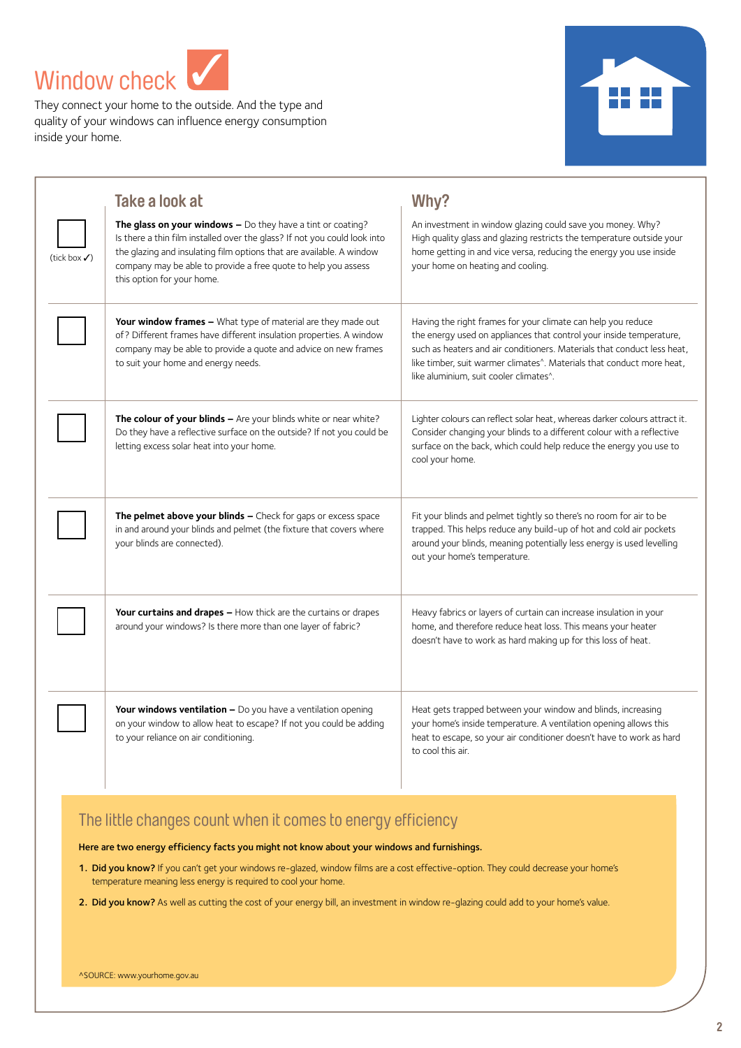# Window check ✓

They connect your home to the outside. And the type and quality of your windows can influence energy consumption inside your home.

| (tick box ✓) | Take a look at | Why? |
|---|---|---|
| ☐ | **The glass on your windows –** Do they have a tint or coating? Is there a thin film installed over the glass? If not you could look into the glazing and insulating film options that are available. A window company may be able to provide a free quote to help you assess this option for your home. | An investment in window glazing could save you money. Why? High quality glass and glazing restricts the temperature outside your home getting in and vice versa, reducing the energy you use inside your home on heating and cooling. |
| ☐ | **Your window frames –** What type of material are they made out of? Different frames have different insulation properties. A window company may be able to provide a quote and advice on new frames to suit your home and energy needs. | Having the right frames for your climate can help you reduce the energy used on appliances that control your inside temperature, such as heaters and air conditioners. Materials that conduct less heat, like timber, suit warmer climates^. Materials that conduct more heat, like aluminium, suit cooler climates^. |
| ☐ | **The colour of your blinds –** Are your blinds white or near white? Do they have a reflective surface on the outside? If not you could be letting excess solar heat into your home. | Lighter colours can reflect solar heat, whereas darker colours attract it. Consider changing your blinds to a different colour with a reflective surface on the back, which could help reduce the energy you use to cool your home. |
| ☐ | **The pelmet above your blinds –** Check for gaps or excess space in and around your blinds and pelmet (the fixture that covers where your blinds are connected). | Fit your blinds and pelmet tightly so there's no room for air to be trapped. This helps reduce any build-up of hot and cold air pockets around your blinds, meaning potentially less energy is used levelling out your home's temperature. |
| ☐ | **Your curtains and drapes –** How thick are the curtains or drapes around your windows? Is there more than one layer of fabric? | Heavy fabrics or layers of curtain can increase insulation in your home, and therefore reduce heat loss. This means your heater doesn't have to work as hard making up for this loss of heat. |
| ☐ | **Your windows ventilation –** Do you have a ventilation opening on your window to allow heat to escape? If not you could be adding to your reliance on air conditioning. | Heat gets trapped between your window and blinds, increasing your home's inside temperature. A ventilation opening allows this heat to escape, so your air conditioner doesn't have to work as hard to cool this air. |

## The little changes count when it comes to energy efficiency

**Here are two energy efficiency facts you might not know about your windows and furnishings.**

1. **Did you know?** If you can't get your windows re-glazed, window films are a cost effective-option. They could decrease your home's temperature meaning less energy is required to cool your home.
2. **Did you know?** As well as cutting the cost of your energy bill, an investment in window re-glazing could add to your home's value.

^SOURCE: www.yourhome.gov.au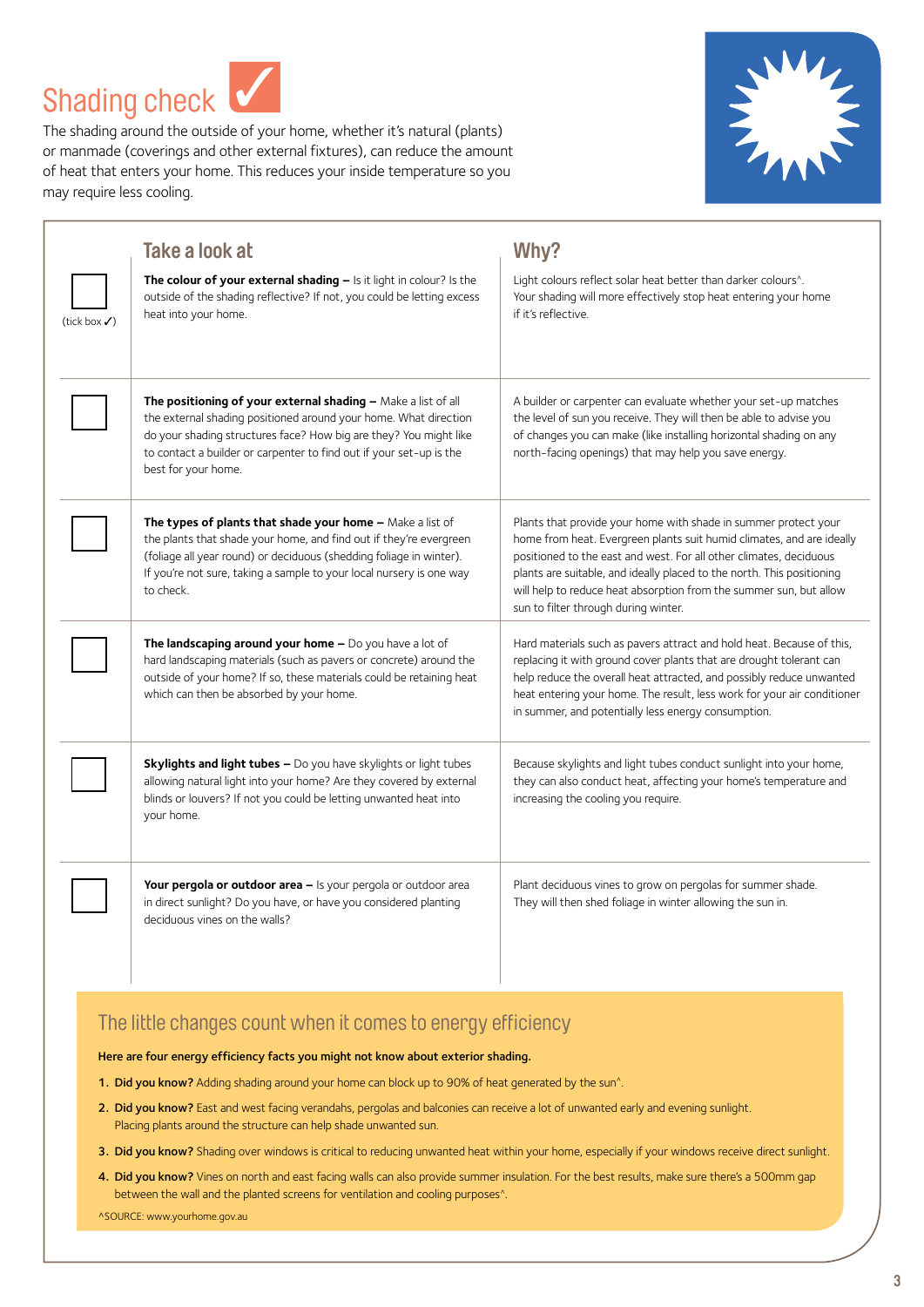# Shading check

The shading around the outside of your home, whether it's natural (plants) or manmade (coverings and other external fixtures), can reduce the amount of heat that enters your home. This reduces your inside temperature so you may require less cooling.

| (tick box ✓) | Take a look at | Why? |
| --- | --- | --- |
| ☐ | **The colour of your external shading –** Is it light in colour? Is the outside of the shading reflective? If not, you could be letting excess heat into your home. | Light colours reflect solar heat better than darker colours^. Your shading will more effectively stop heat entering your home if it's reflective. |
| ☐ | **The positioning of your external shading –** Make a list of all the external shading positioned around your home. What direction do your shading structures face? How big are they? You might like to contact a builder or carpenter to find out if your set-up is the best for your home. | A builder or carpenter can evaluate whether your set-up matches the level of sun you receive. They will then be able to advise you of changes you can make (like installing horizontal shading on any north-facing openings) that may help you save energy. |
| ☐ | **The types of plants that shade your home –** Make a list of the plants that shade your home, and find out if they're evergreen (foliage all year round) or deciduous (shedding foliage in winter). If you're not sure, taking a sample to your local nursery is one way to check. | Plants that provide your home with shade in summer protect your home from heat. Evergreen plants suit humid climates, and are ideally positioned to the east and west. For all other climates, deciduous plants are suitable, and ideally placed to the north. This positioning will help to reduce heat absorption from the summer sun, but allow sun to filter through during winter. |
| ☐ | **The landscaping around your home –** Do you have a lot of hard landscaping materials (such as pavers or concrete) around the outside of your home? If so, these materials could be retaining heat which can then be absorbed by your home. | Hard materials such as pavers attract and hold heat. Because of this, replacing it with ground cover plants that are drought tolerant can help reduce the overall heat attracted, and possibly reduce unwanted heat entering your home. The result, less work for your air conditioner in summer, and potentially less energy consumption. |
| ☐ | **Skylights and light tubes –** Do you have skylights or light tubes allowing natural light into your home? Are they covered by external blinds or louvers? If not you could be letting unwanted heat into your home. | Because skylights and light tubes conduct sunlight into your home, they can also conduct heat, affecting your home's temperature and increasing the cooling you require. |
| ☐ | **Your pergola or outdoor area –** Is your pergola or outdoor area in direct sunlight? Do you have, or have you considered planting deciduous vines on the walls? | Plant deciduous vines to grow on pergolas for summer shade. They will then shed foliage in winter allowing the sun in. |

## The little changes count when it comes to energy efficiency

**Here are four energy efficiency facts you might not know about exterior shading.**

1. **Did you know?** Adding shading around your home can block up to 90% of heat generated by the sun^.
2. **Did you know?** East and west facing verandahs, pergolas and balconies can receive a lot of unwanted early and evening sunlight. Placing plants around the structure can help shade unwanted sun.
3. **Did you know?** Shading over windows is critical to reducing unwanted heat within your home, especially if your windows receive direct sunlight.
4. **Did you know?** Vines on north and east facing walls can also provide summer insulation. For the best results, make sure there's a 500mm gap between the wall and the planted screens for ventilation and cooling purposes^.

^SOURCE: www.yourhome.gov.au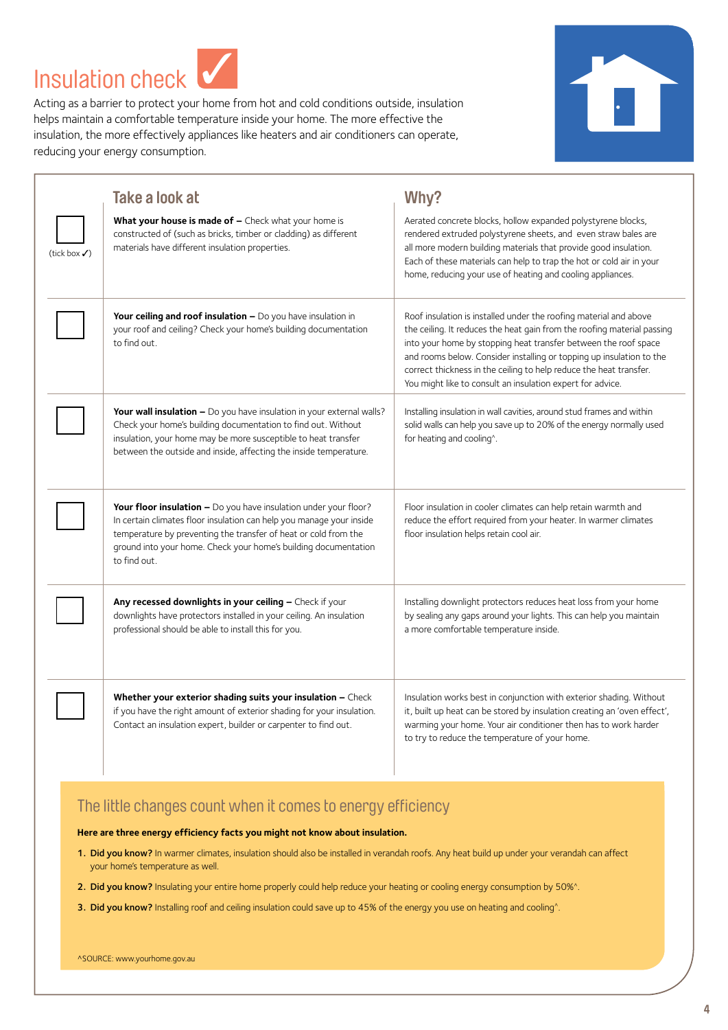# Insulation check ✓

Acting as a barrier to protect your home from hot and cold conditions outside, insulation helps maintain a comfortable temperature inside your home. The more effective the insulation, the more effectively appliances like heaters and air conditioners can operate, reducing your energy consumption.

| (tick box ✓) | Take a look at | Why? |
| --- | --- | --- |
| ☐ | **What your house is made of –** Check what your home is constructed of (such as bricks, timber or cladding) as different materials have different insulation properties. | Aerated concrete blocks, hollow expanded polystyrene blocks, rendered extruded polystyrene sheets, and even straw bales are all more modern building materials that provide good insulation. Each of these materials can help to trap the hot or cold air in your home, reducing your use of heating and cooling appliances. |
| ☐ | **Your ceiling and roof insulation –** Do you have insulation in your roof and ceiling? Check your home's building documentation to find out. | Roof insulation is installed under the roofing material and above the ceiling. It reduces the heat gain from the roofing material passing into your home by stopping heat transfer between the roof space and rooms below. Consider installing or topping up insulation to the correct thickness in the ceiling to help reduce the heat transfer. You might like to consult an insulation expert for advice. |
| ☐ | **Your wall insulation –** Do you have insulation in your external walls? Check your home's building documentation to find out. Without insulation, your home may be more susceptible to heat transfer between the outside and inside, affecting the inside temperature. | Installing insulation in wall cavities, around stud frames and within solid walls can help you save up to 20% of the energy normally used for heating and cooling^. |
| ☐ | **Your floor insulation –** Do you have insulation under your floor? In certain climates floor insulation can help you manage your inside temperature by preventing the transfer of heat or cold from the ground into your home. Check your home's building documentation to find out. | Floor insulation in cooler climates can help retain warmth and reduce the effort required from your heater. In warmer climates floor insulation helps retain cool air. |
| ☐ | **Any recessed downlights in your ceiling –** Check if your downlights have protectors installed in your ceiling. An insulation professional should be able to install this for you. | Installing downlight protectors reduces heat loss from your home by sealing any gaps around your lights. This can help you maintain a more comfortable temperature inside. |
| ☐ | **Whether your exterior shading suits your insulation –** Check if you have the right amount of exterior shading for your insulation. Contact an insulation expert, builder or carpenter to find out. | Insulation works best in conjunction with exterior shading. Without it, built up heat can be stored by insulation creating an 'oven effect', warming your home. Your air conditioner then has to work harder to try to reduce the temperature of your home. |

## The little changes count when it comes to energy efficiency

**Here are three energy efficiency facts you might not know about insulation.**

1. **Did you know?** In warmer climates, insulation should also be installed in verandah roofs. Any heat build up under your verandah can affect your home's temperature as well.
2. **Did you know?** Insulating your entire home properly could help reduce your heating or cooling energy consumption by 50%^.
3. **Did you know?** Installing roof and ceiling insulation could save up to 45% of the energy you use on heating and cooling^.

^SOURCE: www.yourhome.gov.au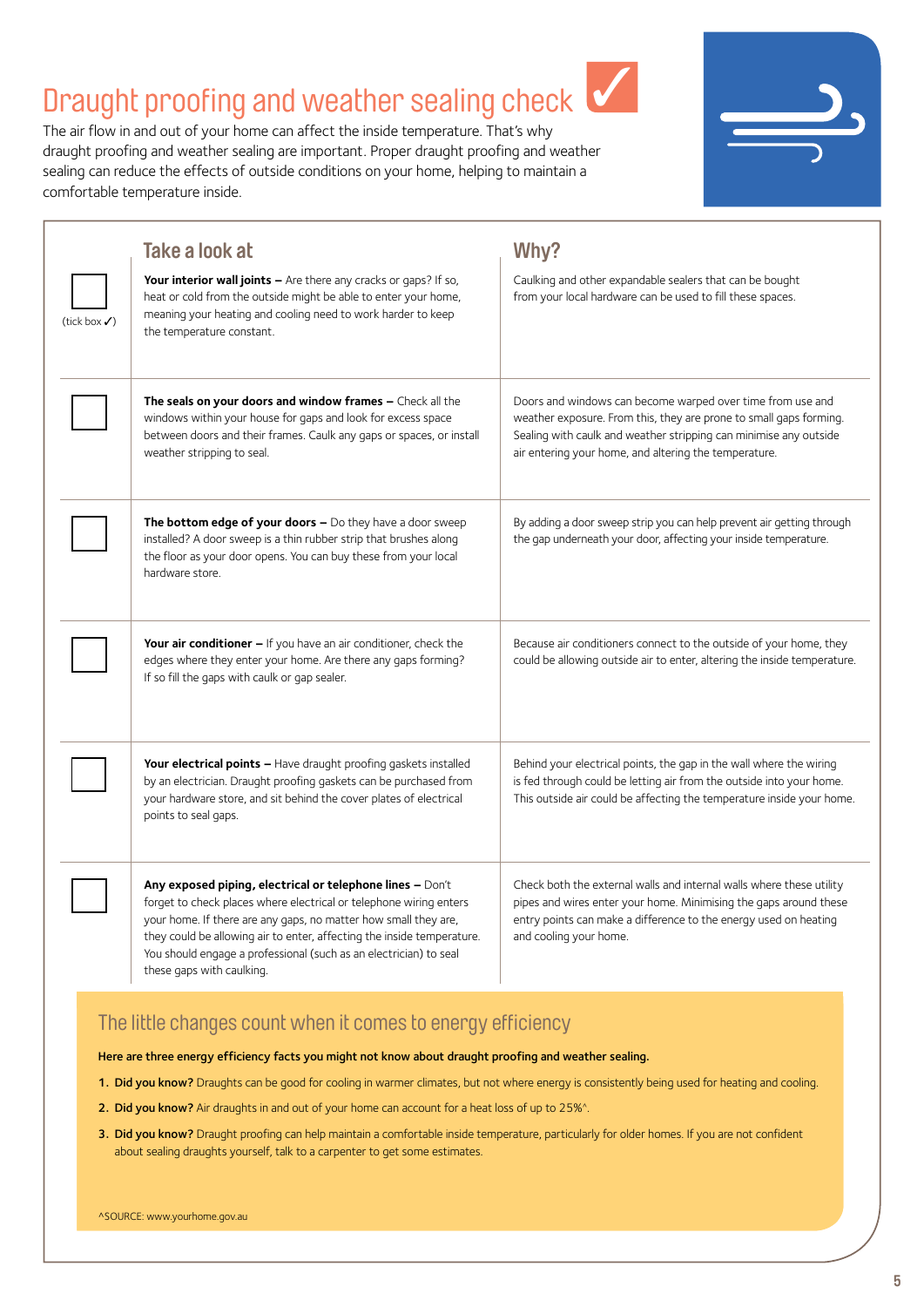# Draught proofing and weather sealing check ✓

The air flow in and out of your home can affect the inside temperature. That's why draught proofing and weather sealing are important. Proper draught proofing and weather sealing can reduce the effects of outside conditions on your home, helping to maintain a comfortable temperature inside.

| (tick box ✓) | Take a look at | Why? |
|---|---|---|
| ☐ | **Your interior wall joints –** Are there any cracks or gaps? If so, heat or cold from the outside might be able to enter your home, meaning your heating and cooling need to work harder to keep the temperature constant. | Caulking and other expandable sealers that can be bought from your local hardware can be used to fill these spaces. |
| ☐ | **The seals on your doors and window frames –** Check all the windows within your house for gaps and look for excess space between doors and their frames. Caulk any gaps or spaces, or install weather stripping to seal. | Doors and windows can become warped over time from use and weather exposure. From this, they are prone to small gaps forming. Sealing with caulk and weather stripping can minimise any outside air entering your home, and altering the temperature. |
| ☐ | **The bottom edge of your doors –** Do they have a door sweep installed? A door sweep is a thin rubber strip that brushes along the floor as your door opens. You can buy these from your local hardware store. | By adding a door sweep strip you can help prevent air getting through the gap underneath your door, affecting your inside temperature. |
| ☐ | **Your air conditioner –** If you have an air conditioner, check the edges where they enter your home. Are there any gaps forming? If so fill the gaps with caulk or gap sealer. | Because air conditioners connect to the outside of your home, they could be allowing outside air to enter, altering the inside temperature. |
| ☐ | **Your electrical points –** Have draught proofing gaskets installed by an electrician. Draught proofing gaskets can be purchased from your hardware store, and sit behind the cover plates of electrical points to seal gaps. | Behind your electrical points, the gap in the wall where the wiring is fed through could be letting air from the outside into your home. This outside air could be affecting the temperature inside your home. |
| ☐ | **Any exposed piping, electrical or telephone lines –** Don't forget to check places where electrical or telephone wiring enters your home. If there are any gaps, no matter how small they are, they could be allowing air to enter, affecting the inside temperature. You should engage a professional (such as an electrician) to seal these gaps with caulking. | Check both the external walls and internal walls where these utility pipes and wires enter your home. Minimising the gaps around these entry points can make a difference to the energy used on heating and cooling your home. |

## The little changes count when it comes to energy efficiency

**Here are three energy efficiency facts you might not know about draught proofing and weather sealing.**

1. **Did you know?** Draughts can be good for cooling in warmer climates, but not where energy is consistently being used for heating and cooling.
2. **Did you know?** Air draughts in and out of your home can account for a heat loss of up to 25%^.
3. **Did you know?** Draught proofing can help maintain a comfortable inside temperature, particularly for older homes. If you are not confident about sealing draughts yourself, talk to a carpenter to get some estimates.

^SOURCE: www.yourhome.gov.au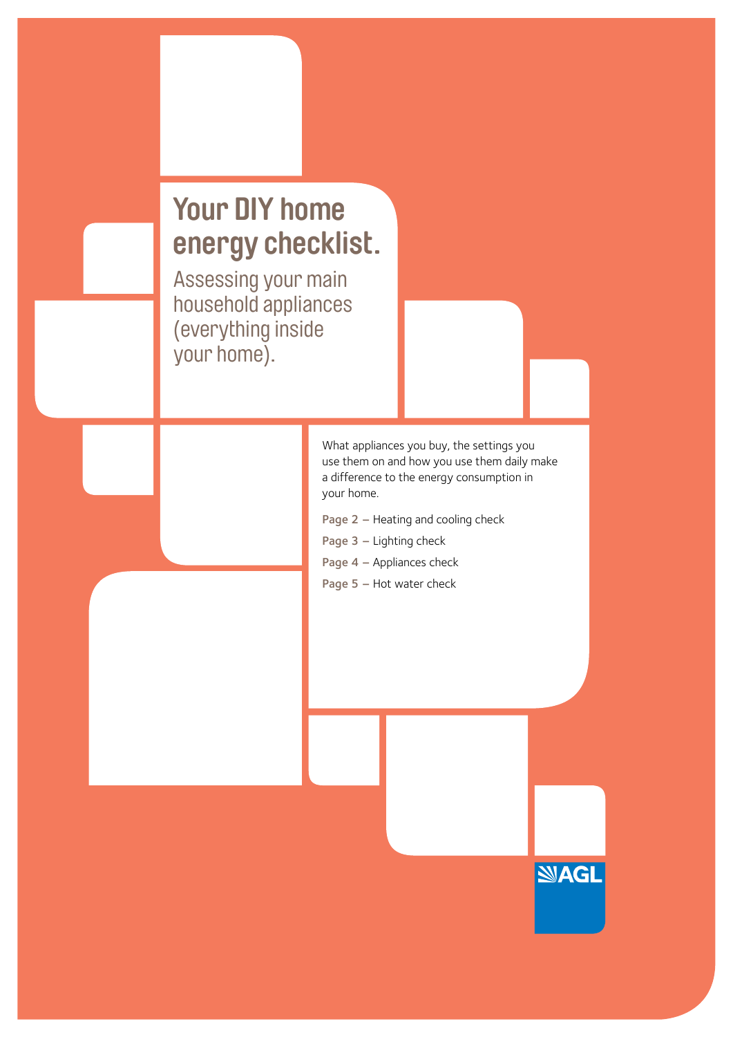# Your DIY home energy checklist.

## Assessing your main household appliances (everything inside your home).

What appliances you buy, the settings you use them on and how you use them daily make a difference to the energy consumption in your home.

**Page 2** – Heating and cooling check

**Page 3** – Lighting check

**Page 4** – Appliances check

**Page 5** – Hot water check

AGL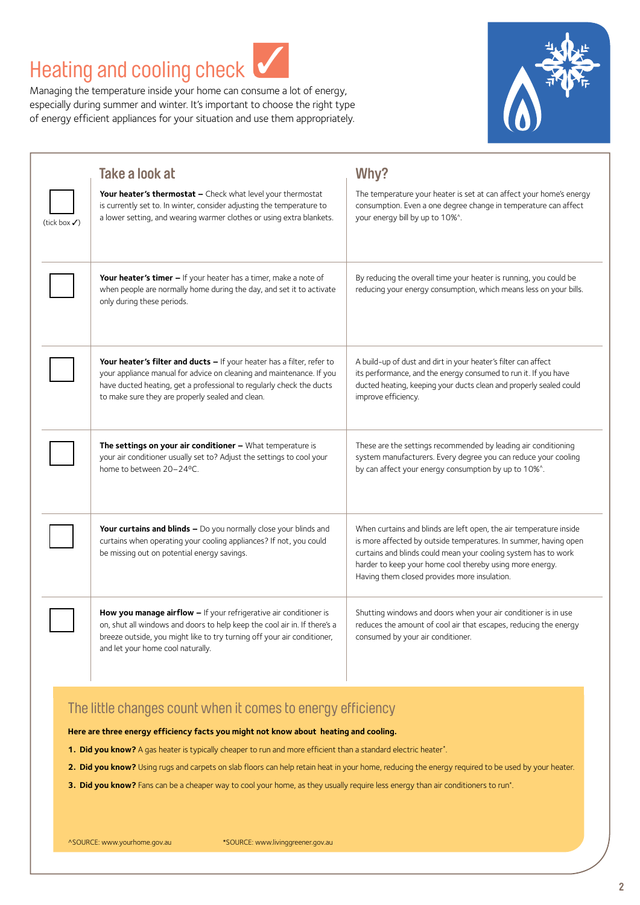# Heating and cooling check ✓

Managing the temperature inside your home can consume a lot of energy, especially during summer and winter. It's important to choose the right type of energy efficient appliances for your situation and use them appropriately.

| (tick box ✓) | Take a look at | Why? |
| --- | --- | --- |
| ☐ | **Your heater's thermostat –** Check what level your thermostat is currently set to. In winter, consider adjusting the temperature to a lower setting, and wearing warmer clothes or using extra blankets. | The temperature your heater is set at can affect your home's energy consumption. Even a one degree change in temperature can affect your energy bill by up to 10%^. |
| ☐ | **Your heater's timer –** If your heater has a timer, make a note of when people are normally home during the day, and set it to activate only during these periods. | By reducing the overall time your heater is running, you could be reducing your energy consumption, which means less on your bills. |
| ☐ | **Your heater's filter and ducts –** If your heater has a filter, refer to your appliance manual for advice on cleaning and maintenance. If you have ducted heating, get a professional to regularly check the ducts to make sure they are properly sealed and clean. | A build-up of dust and dirt in your heater's filter can affect its performance, and the energy consumed to run it. If you have ducted heating, keeping your ducts clean and properly sealed could improve efficiency. |
| ☐ | **The settings on your air conditioner –** What temperature is your air conditioner usually set to? Adjust the settings to cool your home to between 20–24ºC. | These are the settings recommended by leading air conditioning system manufacturers. Every degree you can reduce your cooling by can affect your energy consumption by up to 10%^. |
| ☐ | **Your curtains and blinds –** Do you normally close your blinds and curtains when operating your cooling appliances? If not, you could be missing out on potential energy savings. | When curtains and blinds are left open, the air temperature inside is more affected by outside temperatures. In summer, having open curtains and blinds could mean your cooling system has to work harder to keep your home cool thereby using more energy. Having them closed provides more insulation. |
| ☐ | **How you manage airflow –** If your refrigerative air conditioner is on, shut all windows and doors to help keep the cool air in. If there's a breeze outside, you might like to try turning off your air conditioner, and let your home cool naturally. | Shutting windows and doors when your air conditioner is in use reduces the amount of cool air that escapes, reducing the energy consumed by your air conditioner. |

## The little changes count when it comes to energy efficiency

**Here are three energy efficiency facts you might not know about heating and cooling.**

1. **Did you know?** A gas heater is typically cheaper to run and more efficient than a standard electric heater*.
2. **Did you know?** Using rugs and carpets on slab floors can help retain heat in your home, reducing the energy required to be used by your heater.
3. **Did you know?** Fans can be a cheaper way to cool your home, as they usually require less energy than air conditioners to run*.

^SOURCE: www.yourhome.gov.au  *SOURCE: www.livinggreener.gov.au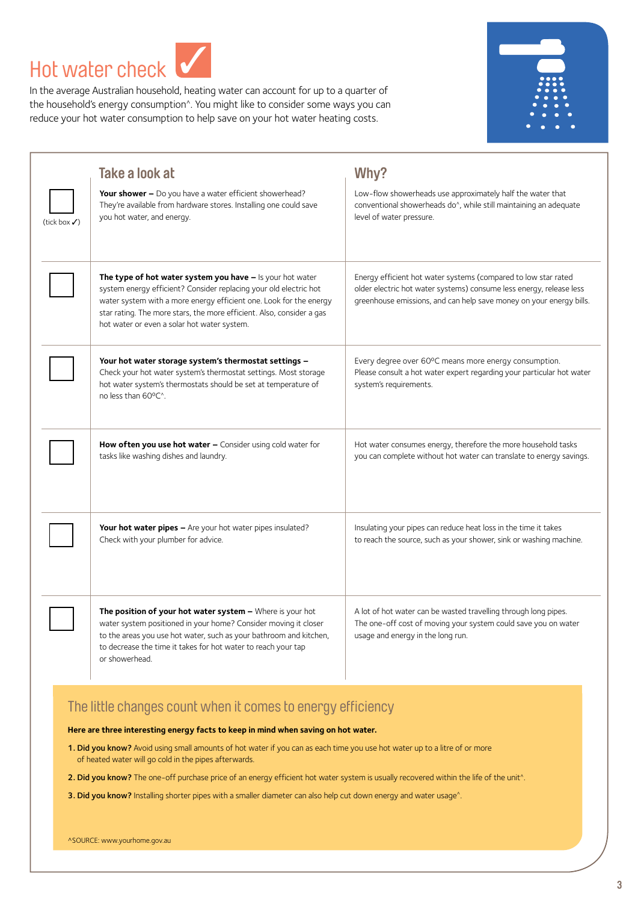# Hot water check ✓

In the average Australian household, heating water can account for up to a quarter of the household's energy consumption^. You might like to consider some ways you can reduce your hot water consumption to help save on your hot water heating costs.

| (tick box ✓) | Take a look at | Why? |
| --- | --- | --- |
| ☐ | **Your shower –** Do you have a water efficient showerhead? They're available from hardware stores. Installing one could save you hot water, and energy. | Low-flow showerheads use approximately half the water that conventional showerheads do^, while still maintaining an adequate level of water pressure. |
| ☐ | **The type of hot water system you have –** Is your hot water system energy efficient? Consider replacing your old electric hot water system with a more energy efficient one. Look for the energy star rating. The more stars, the more efficient. Also, consider a gas hot water or even a solar hot water system. | Energy efficient hot water systems (compared to low star rated older electric hot water systems) consume less energy, release less greenhouse emissions, and can help save money on your energy bills. |
| ☐ | **Your hot water storage system's thermostat settings –** Check your hot water system's thermostat settings. Most storage hot water system's thermostats should be set at temperature of no less than 60ºC^. | Every degree over 60ºC means more energy consumption. Please consult a hot water expert regarding your particular hot water system's requirements. |
| ☐ | **How often you use hot water –** Consider using cold water for tasks like washing dishes and laundry. | Hot water consumes energy, therefore the more household tasks you can complete without hot water can translate to energy savings. |
| ☐ | **Your hot water pipes –** Are your hot water pipes insulated? Check with your plumber for advice. | Insulating your pipes can reduce heat loss in the time it takes to reach the source, such as your shower, sink or washing machine. |
| ☐ | **The position of your hot water system –** Where is your hot water system positioned in your home? Consider moving it closer to the areas you use hot water, such as your bathroom and kitchen, to decrease the time it takes for hot water to reach your tap or showerhead. | A lot of hot water can be wasted travelling through long pipes. The one-off cost of moving your system could save you on water usage and energy in the long run. |

## The little changes count when it comes to energy efficiency

**Here are three interesting energy facts to keep in mind when saving on hot water.**

1. **Did you know?** Avoid using small amounts of hot water if you can as each time you use hot water up to a litre of or more of heated water will go cold in the pipes afterwards.
2. **Did you know?** The one-off purchase price of an energy efficient hot water system is usually recovered within the life of the unit^.
3. **Did you know?** Installing shorter pipes with a smaller diameter can also help cut down energy and water usage^.

^SOURCE: www.yourhome.gov.au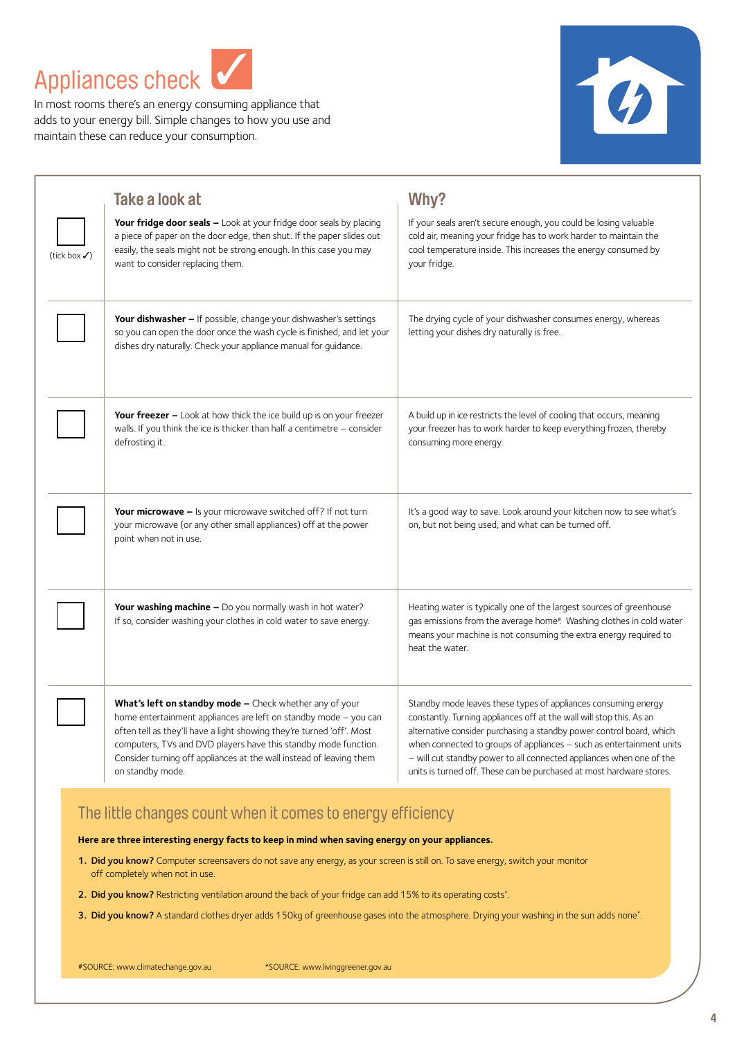# Appliances check ✓

In most rooms there's an energy consuming appliance that adds to your energy bill. Simple changes to how you use and maintain these can reduce your consumption.

| (tick box ✓) | Take a look at | Why? |
|---|---|---|
| ☐ | **Your fridge door seals –** Look at your fridge door seals by placing a piece of paper on the door edge, then shut. If the paper slides out easily, the seals might not be strong enough. In this case you may want to consider replacing them. | If your seals aren't secure enough, you could be losing valuable cold air, meaning your fridge has to work harder to maintain the cool temperature inside. This increases the energy consumed by your fridge. |
| ☐ | **Your dishwasher –** If possible, change your dishwasher's settings so you can open the door once the wash cycle is finished, and let your dishes dry naturally. Check your appliance manual for guidance. | The drying cycle of your dishwasher consumes energy, whereas letting your dishes dry naturally is free. |
| ☐ | **Your freezer –** Look at how thick the ice build up is on your freezer walls. If you think the ice is thicker than half a centimetre – consider defrosting it. | A build up in ice restricts the level of cooling that occurs, meaning your freezer has to work harder to keep everything frozen, thereby consuming more energy. |
| ☐ | **Your microwave –** Is your microwave switched off? If not turn your microwave (or any other small appliances) off at the power point when not in use. | It's a good way to save. Look around your kitchen now to see what's on, but not being used, and what can be turned off. |
| ☐ | **Your washing machine –** Do you normally wash in hot water? If so, consider washing your clothes in cold water to save energy. | Heating water is typically one of the largest sources of greenhouse gas emissions from the average home#. Washing clothes in cold water means your machine is not consuming the extra energy required to heat the water. |
| ☐ | **What's left on standby mode –** Check whether any of your home entertainment appliances are left on standby mode – you can often tell as they'll have a light showing they're turned 'off'. Most computers, TVs and DVD players have this standby mode function. Consider turning off appliances at the wall instead of leaving them on standby mode. | Standby mode leaves these types of appliances consuming energy constantly. Turning appliances off at the wall will stop this. As an alternative consider purchasing a standby power control board, which when connected to groups of appliances – such as entertainment units – will cut standby power to all connected appliances when one of the units is turned off. These can be purchased at most hardware stores. |

## The little changes count when it comes to energy efficiency

**Here are three interesting energy facts to keep in mind when saving energy on your appliances.**

1. **Did you know?** Computer screensavers do not save any energy, as your screen is still on. To save energy, switch your monitor off completely when not in use.
2. **Did you know?** Restricting ventilation around the back of your fridge can add 15% to its operating costs*.
3. **Did you know?** A standard clothes dryer adds 150kg of greenhouse gases into the atmosphere. Drying your washing in the sun adds none*.

#SOURCE: www.climatechange.gov.au *SOURCE: www.livinggreener.gov.au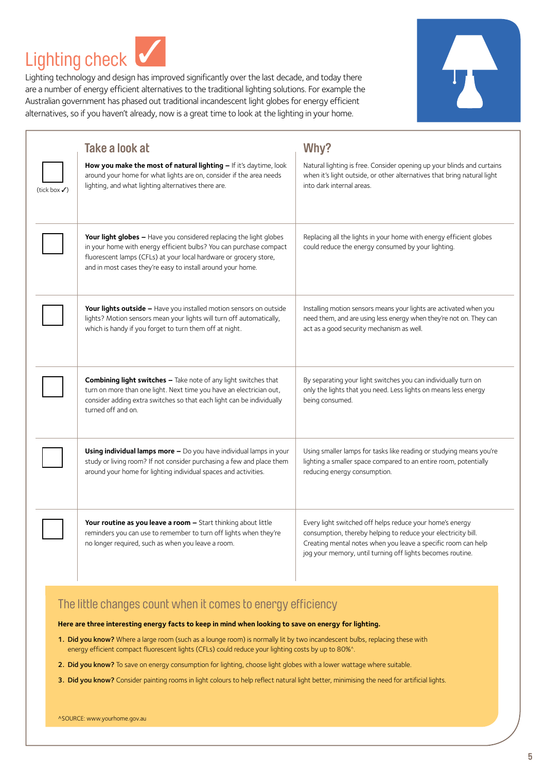# Lighting check ✓

Lighting technology and design has improved significantly over the last decade, and today there are a number of energy efficient alternatives to the traditional lighting solutions. For example the Australian government has phased out traditional incandescent light globes for energy efficient alternatives, so if you haven't already, now is a great time to look at the lighting in your home.

| (tick box ✓) | Take a look at | Why? |
|---|---|---|
| ☐ | **How you make the most of natural lighting –** If it's daytime, look around your home for what lights are on, consider if the area needs lighting, and what lighting alternatives there are. | Natural lighting is free. Consider opening up your blinds and curtains when it's light outside, or other alternatives that bring natural light into dark internal areas. |
| ☐ | **Your light globes –** Have you considered replacing the light globes in your home with energy efficient bulbs? You can purchase compact fluorescent lamps (CFLs) at your local hardware or grocery store, and in most cases they're easy to install around your home. | Replacing all the lights in your home with energy efficient globes could reduce the energy consumed by your lighting. |
| ☐ | **Your lights outside –** Have you installed motion sensors on outside lights? Motion sensors mean your lights will turn off automatically, which is handy if you forget to turn them off at night. | Installing motion sensors means your lights are activated when you need them, and are using less energy when they're not on. They can act as a good security mechanism as well. |
| ☐ | **Combining light switches –** Take note of any light switches that turn on more than one light. Next time you have an electrician out, consider adding extra switches so that each light can be individually turned off and on. | By separating your light switches you can individually turn on only the lights that you need. Less lights on means less energy being consumed. |
| ☐ | **Using individual lamps more –** Do you have individual lamps in your study or living room? If not consider purchasing a few and place them around your home for lighting individual spaces and activities. | Using smaller lamps for tasks like reading or studying means you're lighting a smaller space compared to an entire room, potentially reducing energy consumption. |
| ☐ | **Your routine as you leave a room –** Start thinking about little reminders you can use to remember to turn off lights when they're no longer required, such as when you leave a room. | Every light switched off helps reduce your home's energy consumption, thereby helping to reduce your electricity bill. Creating mental notes when you leave a specific room can help jog your memory, until turning off lights becomes routine. |

## The little changes count when it comes to energy efficiency

**Here are three interesting energy facts to keep in mind when looking to save on energy for lighting.**

1. **Did you know?** Where a large room (such as a lounge room) is normally lit by two incandescent bulbs, replacing these with energy efficient compact fluorescent lights (CFLs) could reduce your lighting costs by up to 80%^.
2. **Did you know?** To save on energy consumption for lighting, choose light globes with a lower wattage where suitable.
3. **Did you know?** Consider painting rooms in light colours to help reflect natural light better, minimising the need for artificial lights.

^SOURCE: www.yourhome.gov.au